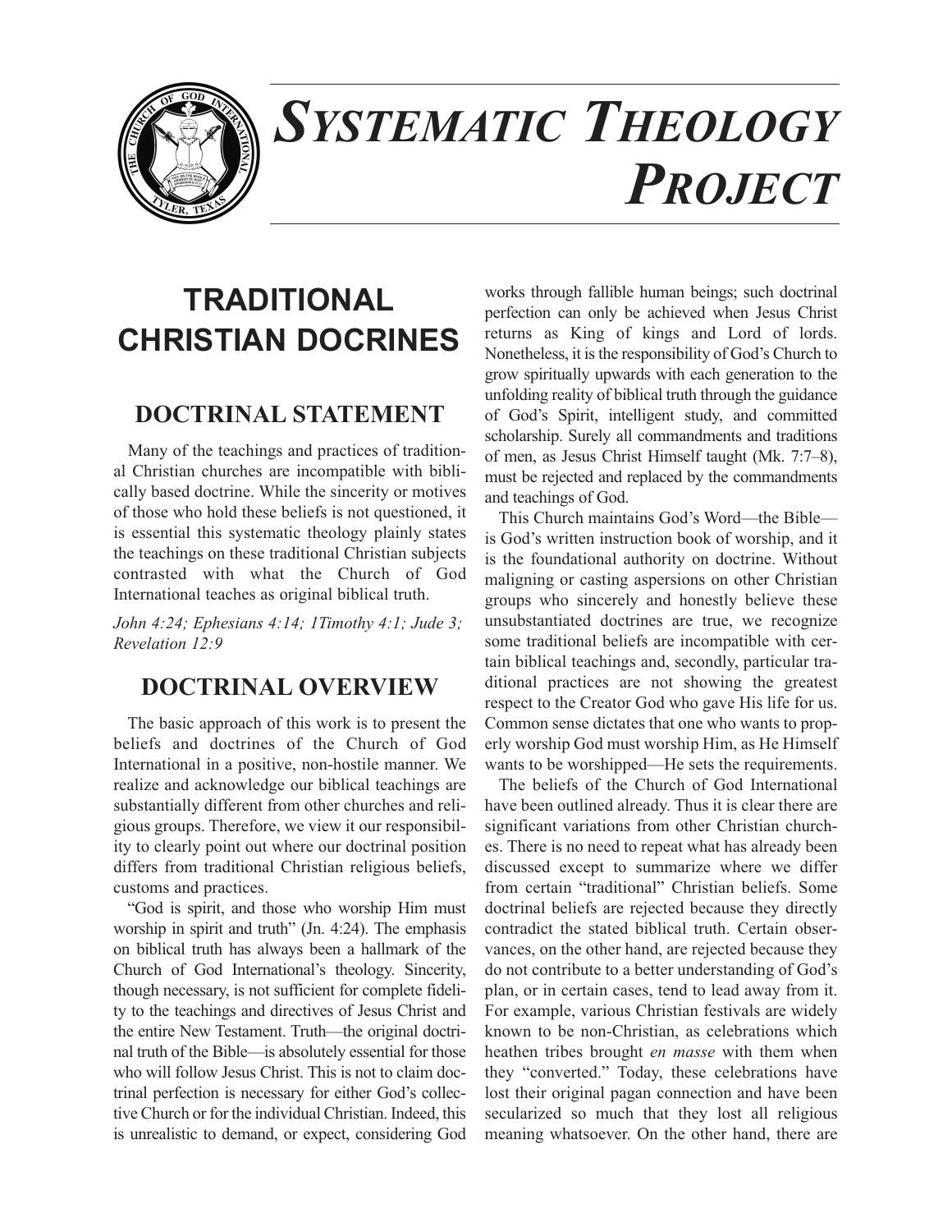# SYSTEMATIC THEOLOGY PROJECT

## TRADITIONAL CHRISTIAN DOCRINES

### DOCTRINAL STATEMENT

Many of the teachings and practices of traditional Christian churches are incompatible with biblically based doctrine. While the sincerity or motives of those who hold these beliefs is not questioned, it is essential this systematic theology plainly states the teachings on these traditional Christian subjects contrasted with what the Church of God International teaches as original biblical truth.

*John 4:24; Ephesians 4:14; 1Timothy 4:1; Jude 3; Revelation 12:9*

### DOCTRINAL OVERVIEW

The basic approach of this work is to present the beliefs and doctrines of the Church of God International in a positive, non-hostile manner. We realize and acknowledge our biblical teachings are substantially different from other churches and religious groups. Therefore, we view it our responsibility to clearly point out where our doctrinal position differs from traditional Christian religious beliefs, customs and practices.

"God is spirit, and those who worship Him must worship in spirit and truth" (Jn. 4:24). The emphasis on biblical truth has always been a hallmark of the Church of God International's theology. Sincerity, though necessary, is not sufficient for complete fidelity to the teachings and directives of Jesus Christ and the entire New Testament. Truth—the original doctrinal truth of the Bible—is absolutely essential for those who will follow Jesus Christ. This is not to claim doctrinal perfection is necessary for either God's collective Church or for the individual Christian. Indeed, this is unrealistic to demand, or expect, considering God works through fallible human beings; such doctrinal perfection can only be achieved when Jesus Christ returns as King of kings and Lord of lords. Nonetheless, it is the responsibility of God's Church to grow spiritually upwards with each generation to the unfolding reality of biblical truth through the guidance of God's Spirit, intelligent study, and committed scholarship. Surely all commandments and traditions of men, as Jesus Christ Himself taught (Mk. 7:7–8), must be rejected and replaced by the commandments and teachings of God.

This Church maintains God's Word—the Bible—is God's written instruction book of worship, and it is the foundational authority on doctrine. Without maligning or casting aspersions on other Christian groups who sincerely and honestly believe these unsubstantiated doctrines are true, we recognize some traditional beliefs are incompatible with certain biblical teachings and, secondly, particular traditional practices are not showing the greatest respect to the Creator God who gave His life for us. Common sense dictates that one who wants to properly worship God must worship Him, as He Himself wants to be worshipped—He sets the requirements.

The beliefs of the Church of God International have been outlined already. Thus it is clear there are significant variations from other Christian churches. There is no need to repeat what has already been discussed except to summarize where we differ from certain "traditional" Christian beliefs. Some doctrinal beliefs are rejected because they directly contradict the stated biblical truth. Certain observances, on the other hand, are rejected because they do not contribute to a better understanding of God's plan, or in certain cases, tend to lead away from it. For example, various Christian festivals are widely known to be non-Christian, as celebrations which heathen tribes brought *en masse* with them when they "converted." Today, these celebrations have lost their original pagan connection and have been secularized so much that they lost all religious meaning whatsoever. On the other hand, there are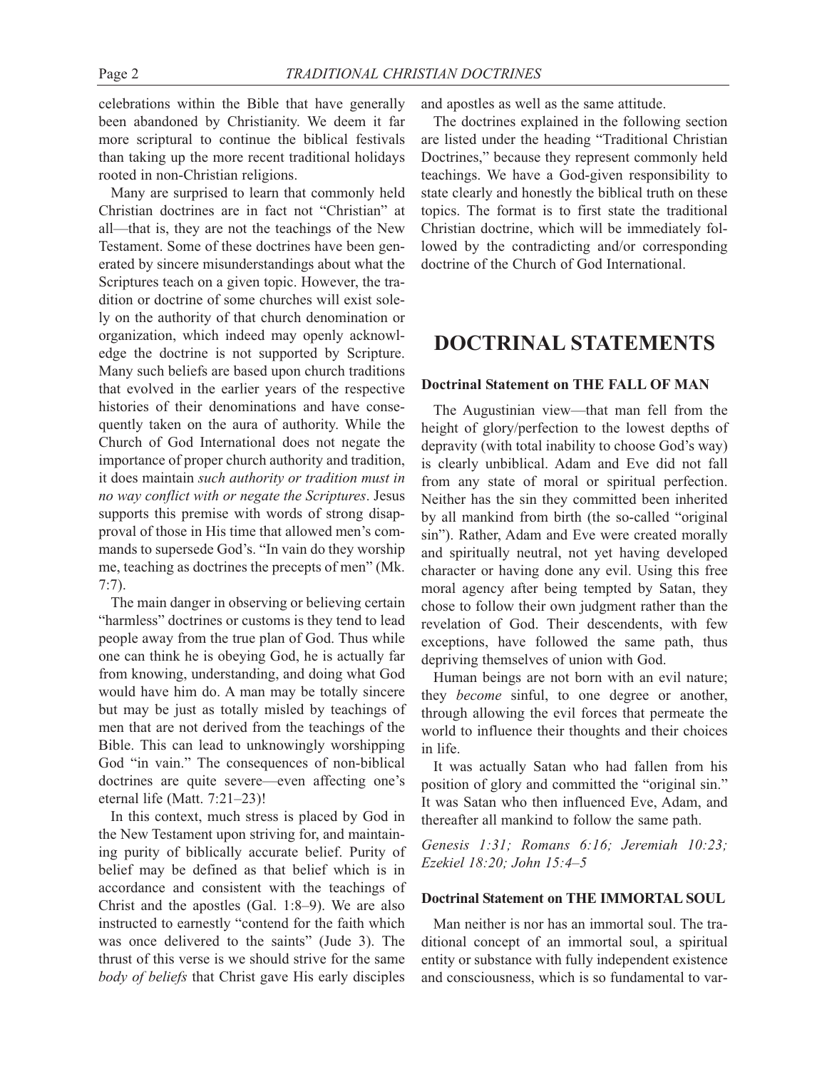celebrations within the Bible that have generally been abandoned by Christianity. We deem it far more scriptural to continue the biblical festivals than taking up the more recent traditional holidays rooted in non-Christian religions.

Many are surprised to learn that commonly held Christian doctrines are in fact not "Christian" at all—that is, they are not the teachings of the New Testament. Some of these doctrines have been generated by sincere misunderstandings about what the Scriptures teach on a given topic. However, the tradition or doctrine of some churches will exist solely on the authority of that church denomination or organization, which indeed may openly acknowledge the doctrine is not supported by Scripture. Many such beliefs are based upon church traditions that evolved in the earlier years of the respective histories of their denominations and have consequently taken on the aura of authority. While the Church of God International does not negate the importance of proper church authority and tradition, it does maintain *such authority or tradition must in no way conflict with or negate the Scriptures*. Jesus supports this premise with words of strong disapproval of those in His time that allowed men's commands to supersede God's. "In vain do they worship me, teaching as doctrines the precepts of men" (Mk. 7:7).

The main danger in observing or believing certain "harmless" doctrines or customs is they tend to lead people away from the true plan of God. Thus while one can think he is obeying God, he is actually far from knowing, understanding, and doing what God would have him do. A man may be totally sincere but may be just as totally misled by teachings of men that are not derived from the teachings of the Bible. This can lead to unknowingly worshipping God "in vain." The consequences of non-biblical doctrines are quite severe—even affecting one's eternal life (Matt. 7:21–23)!

In this context, much stress is placed by God in the New Testament upon striving for, and maintaining purity of biblically accurate belief. Purity of belief may be defined as that belief which is in accordance and consistent with the teachings of Christ and the apostles (Gal. 1:8–9). We are also instructed to earnestly "contend for the faith which was once delivered to the saints" (Jude 3). The thrust of this verse is we should strive for the same *body of beliefs* that Christ gave His early disciples and apostles as well as the same attitude.

The doctrines explained in the following section are listed under the heading "Traditional Christian Doctrines," because they represent commonly held teachings. We have a God-given responsibility to state clearly and honestly the biblical truth on these topics. The format is to first state the traditional Christian doctrine, which will be immediately followed by the contradicting and/or corresponding doctrine of the Church of God International.

# DOCTRINAL STATEMENTS

### Doctrinal Statement on THE FALL OF MAN

The Augustinian view—that man fell from the height of glory/perfection to the lowest depths of depravity (with total inability to choose God's way) is clearly unbiblical. Adam and Eve did not fall from any state of moral or spiritual perfection. Neither has the sin they committed been inherited by all mankind from birth (the so-called "original sin"). Rather, Adam and Eve were created morally and spiritually neutral, not yet having developed character or having done any evil. Using this free moral agency after being tempted by Satan, they chose to follow their own judgment rather than the revelation of God. Their descendents, with few exceptions, have followed the same path, thus depriving themselves of union with God.

Human beings are not born with an evil nature; they *become* sinful, to one degree or another, through allowing the evil forces that permeate the world to influence their thoughts and their choices in life.

It was actually Satan who had fallen from his position of glory and committed the "original sin." It was Satan who then influenced Eve, Adam, and thereafter all mankind to follow the same path.

*Genesis 1:31; Romans 6:16; Jeremiah 10:23; Ezekiel 18:20; John 15:4–5*

### Doctrinal Statement on THE IMMORTAL SOUL

Man neither is nor has an immortal soul. The traditional concept of an immortal soul, a spiritual entity or substance with fully independent existence and consciousness, which is so fundamental to var-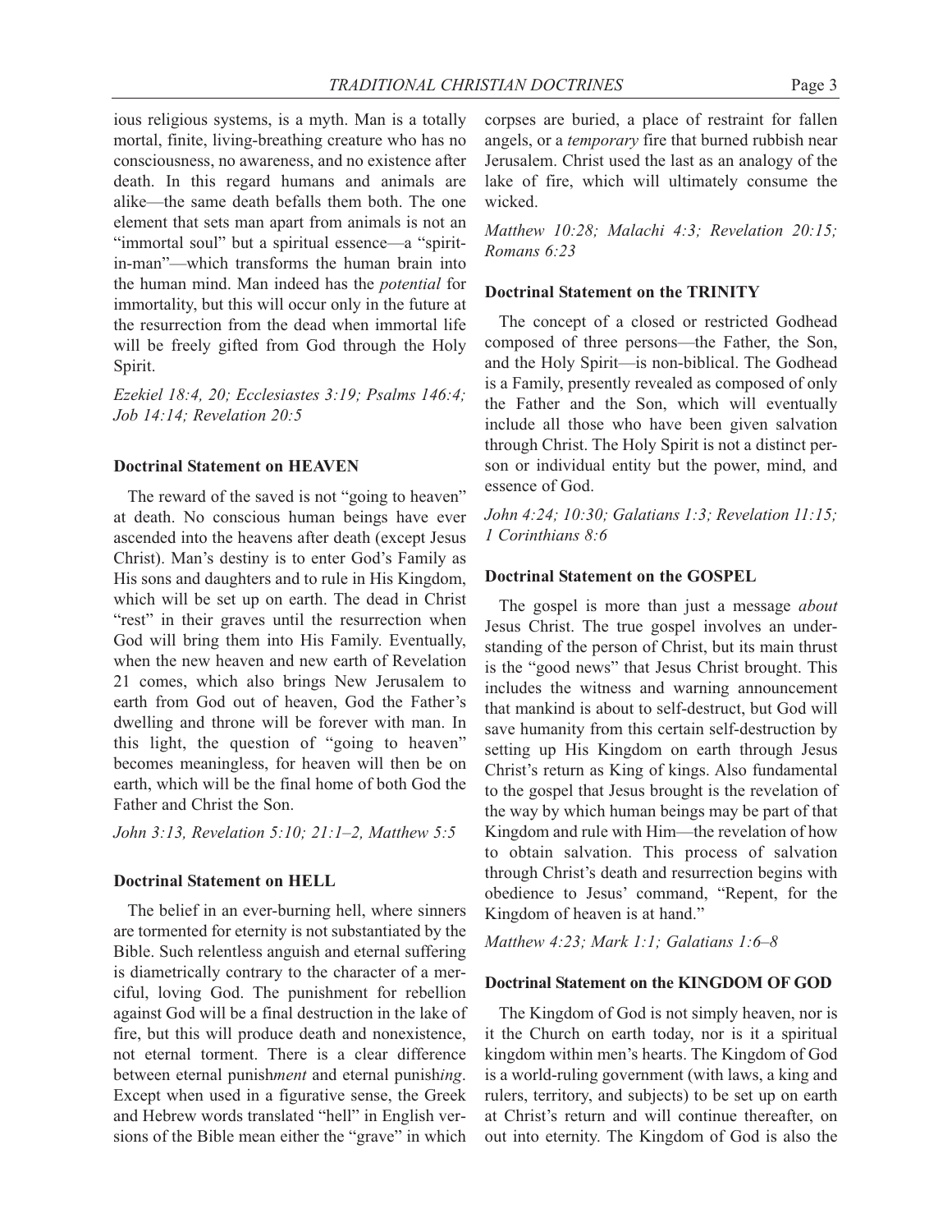ious religious systems, is a myth. Man is a totally mortal, finite, living-breathing creature who has no consciousness, no awareness, and no existence after death. In this regard humans and animals are alike—the same death befalls them both. The one element that sets man apart from animals is not an "immortal soul" but a spiritual essence—a "spirit-in-man"—which transforms the human brain into the human mind. Man indeed has the *potential* for immortality, but this will occur only in the future at the resurrection from the dead when immortal life will be freely gifted from God through the Holy Spirit.

*Ezekiel 18:4, 20; Ecclesiastes 3:19; Psalms 146:4; Job 14:14; Revelation 20:5*

### Doctrinal Statement on HEAVEN

The reward of the saved is not "going to heaven" at death. No conscious human beings have ever ascended into the heavens after death (except Jesus Christ). Man's destiny is to enter God's Family as His sons and daughters and to rule in His Kingdom, which will be set up on earth. The dead in Christ "rest" in their graves until the resurrection when God will bring them into His Family. Eventually, when the new heaven and new earth of Revelation 21 comes, which also brings New Jerusalem to earth from God out of heaven, God the Father's dwelling and throne will be forever with man. In this light, the question of "going to heaven" becomes meaningless, for heaven will then be on earth, which will be the final home of both God the Father and Christ the Son.

*John 3:13, Revelation 5:10; 21:1–2, Matthew 5:5*

### Doctrinal Statement on HELL

The belief in an ever-burning hell, where sinners are tormented for eternity is not substantiated by the Bible. Such relentless anguish and eternal suffering is diametrically contrary to the character of a merciful, loving God. The punishment for rebellion against God will be a final destruction in the lake of fire, but this will produce death and nonexistence, not eternal torment. There is a clear difference between eternal punish*ment* and eternal punish*ing*. Except when used in a figurative sense, the Greek and Hebrew words translated "hell" in English versions of the Bible mean either the "grave" in which corpses are buried, a place of restraint for fallen angels, or a *temporary* fire that burned rubbish near Jerusalem. Christ used the last as an analogy of the lake of fire, which will ultimately consume the wicked.

*Matthew 10:28; Malachi 4:3; Revelation 20:15; Romans 6:23*

### Doctrinal Statement on the TRINITY

The concept of a closed or restricted Godhead composed of three persons—the Father, the Son, and the Holy Spirit—is non-biblical. The Godhead is a Family, presently revealed as composed of only the Father and the Son, which will eventually include all those who have been given salvation through Christ. The Holy Spirit is not a distinct person or individual entity but the power, mind, and essence of God.

*John 4:24; 10:30; Galatians 1:3; Revelation 11:15; 1 Corinthians 8:6*

### Doctrinal Statement on the GOSPEL

The gospel is more than just a message *about* Jesus Christ. The true gospel involves an understanding of the person of Christ, but its main thrust is the "good news" that Jesus Christ brought. This includes the witness and warning announcement that mankind is about to self-destruct, but God will save humanity from this certain self-destruction by setting up His Kingdom on earth through Jesus Christ's return as King of kings. Also fundamental to the gospel that Jesus brought is the revelation of the way by which human beings may be part of that Kingdom and rule with Him—the revelation of how to obtain salvation. This process of salvation through Christ's death and resurrection begins with obedience to Jesus' command, "Repent, for the Kingdom of heaven is at hand."

*Matthew 4:23; Mark 1:1; Galatians 1:6–8*

### Doctrinal Statement on the KINGDOM OF GOD

The Kingdom of God is not simply heaven, nor is it the Church on earth today, nor is it a spiritual kingdom within men's hearts. The Kingdom of God is a world-ruling government (with laws, a king and rulers, territory, and subjects) to be set up on earth at Christ's return and will continue thereafter, on out into eternity. The Kingdom of God is also the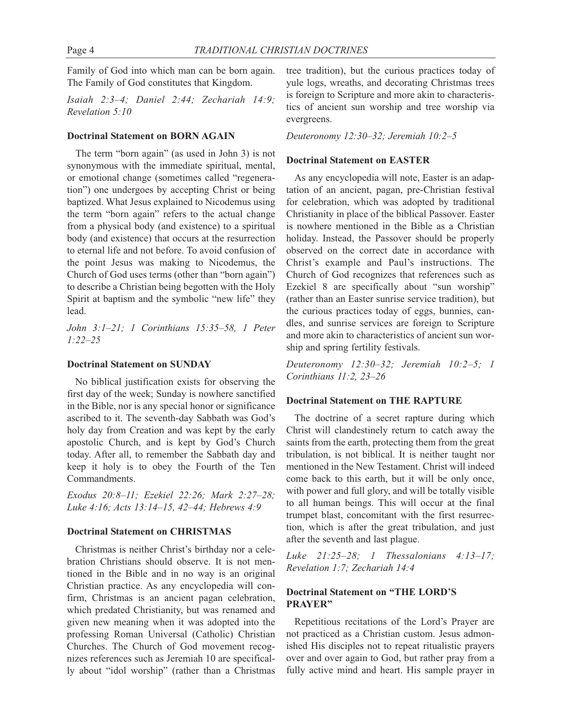Family of God into which man can be born again. The Family of God constitutes that Kingdom.

*Isaiah 2:3–4; Daniel 2:44; Zechariah 14:9; Revelation 5:10*

### Doctrinal Statement on BORN AGAIN

The term "born again" (as used in John 3) is not synonymous with the immediate spiritual, mental, or emotional change (sometimes called "regeneration") one undergoes by accepting Christ or being baptized. What Jesus explained to Nicodemus using the term "born again" refers to the actual change from a physical body (and existence) to a spiritual body (and existence) that occurs at the resurrection to eternal life and not before. To avoid confusion of the point Jesus was making to Nicodemus, the Church of God uses terms (other than "born again") to describe a Christian being begotten with the Holy Spirit at baptism and the symbolic "new life" they lead.

*John 3:1–21; 1 Corinthians 15:35–58, 1 Peter 1:22–25*

### Doctrinal Statement on SUNDAY

No biblical justification exists for observing the first day of the week; Sunday is nowhere sanctified in the Bible, nor is any special honor or significance ascribed to it. The seventh-day Sabbath was God's holy day from Creation and was kept by the early apostolic Church, and is kept by God's Church today. After all, to remember the Sabbath day and keep it holy is to obey the Fourth of the Ten Commandments.

*Exodus 20:8–11; Ezekiel 22:26; Mark 2:27–28; Luke 4:16; Acts 13:14–15, 42–44; Hebrews 4:9*

### Doctrinal Statement on CHRISTMAS

Christmas is neither Christ's birthday nor a celebration Christians should observe. It is not mentioned in the Bible and in no way is an original Christian practice. As any encyclopedia will confirm, Christmas is an ancient pagan celebration, which predated Christianity, but was renamed and given new meaning when it was adopted into the professing Roman Universal (Catholic) Christian Churches. The Church of God movement recognizes references such as Jeremiah 10 are specifically about "idol worship" (rather than a Christmas tree tradition), but the curious practices today of yule logs, wreaths, and decorating Christmas trees is foreign to Scripture and more akin to characteristics of ancient sun worship and tree worship via evergreens.

*Deuteronomy 12:30–32; Jeremiah 10:2–5*

### Doctrinal Statement on EASTER

As any encyclopedia will note, Easter is an adaptation of an ancient, pagan, pre-Christian festival for celebration, which was adopted by traditional Christianity in place of the biblical Passover. Easter is nowhere mentioned in the Bible as a Christian holiday. Instead, the Passover should be properly observed on the correct date in accordance with Christ's example and Paul's instructions. The Church of God recognizes that references such as Ezekiel 8 are specifically about "sun worship" (rather than an Easter sunrise service tradition), but the curious practices today of eggs, bunnies, candles, and sunrise services are foreign to Scripture and more akin to characteristics of ancient sun worship and spring fertility festivals.

*Deuteronomy 12:30–32; Jeremiah 10:2–5; 1 Corinthians 11:2, 23–26*

### Doctrinal Statement on THE RAPTURE

The doctrine of a secret rapture during which Christ will clandestinely return to catch away the saints from the earth, protecting them from the great tribulation, is not biblical. It is neither taught nor mentioned in the New Testament. Christ will indeed come back to this earth, but it will be only once, with power and full glory, and will be totally visible to all human beings. This will occur at the final trumpet blast, concomitant with the first resurrection, which is after the great tribulation, and just after the seventh and last plague.

*Luke 21:25–28; 1 Thessalonians 4:13–17; Revelation 1:7; Zechariah 14:4*

### Doctrinal Statement on "THE LORD'S PRAYER"

Repetitious recitations of the Lord's Prayer are not practiced as a Christian custom. Jesus admonished His disciples not to repeat ritualistic prayers over and over again to God, but rather pray from a fully active mind and heart. His sample prayer in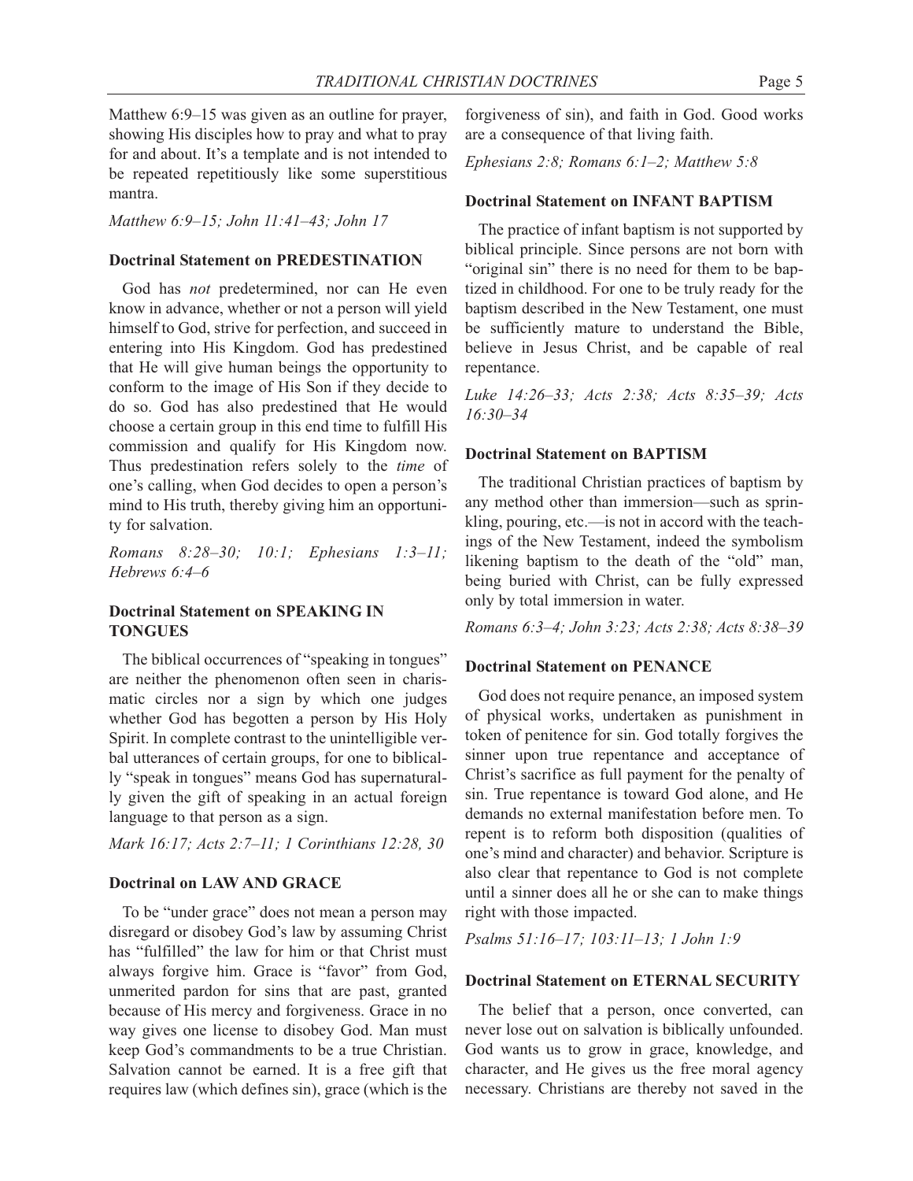Matthew 6:9–15 was given as an outline for prayer, showing His disciples how to pray and what to pray for and about. It's a template and is not intended to be repeated repetitiously like some superstitious mantra.

*Matthew 6:9–15; John 11:41–43; John 17*

### Doctrinal Statement on PREDESTINATION

God has *not* predetermined, nor can He even know in advance, whether or not a person will yield himself to God, strive for perfection, and succeed in entering into His Kingdom. God has predestined that He will give human beings the opportunity to conform to the image of His Son if they decide to do so. God has also predestined that He would choose a certain group in this end time to fulfill His commission and qualify for His Kingdom now. Thus predestination refers solely to the *time* of one's calling, when God decides to open a person's mind to His truth, thereby giving him an opportunity for salvation.

*Romans 8:28–30; 10:1; Ephesians 1:3–11; Hebrews 6:4–6*

### Doctrinal Statement on SPEAKING IN TONGUES

The biblical occurrences of "speaking in tongues" are neither the phenomenon often seen in charismatic circles nor a sign by which one judges whether God has begotten a person by His Holy Spirit. In complete contrast to the unintelligible verbal utterances of certain groups, for one to biblically "speak in tongues" means God has supernaturally given the gift of speaking in an actual foreign language to that person as a sign.

*Mark 16:17; Acts 2:7–11; 1 Corinthians 12:28, 30*

### Doctrinal on LAW AND GRACE

To be "under grace" does not mean a person may disregard or disobey God's law by assuming Christ has "fulfilled" the law for him or that Christ must always forgive him. Grace is "favor" from God, unmerited pardon for sins that are past, granted because of His mercy and forgiveness. Grace in no way gives one license to disobey God. Man must keep God's commandments to be a true Christian. Salvation cannot be earned. It is a free gift that requires law (which defines sin), grace (which is the forgiveness of sin), and faith in God. Good works are a consequence of that living faith.

*Ephesians 2:8; Romans 6:1–2; Matthew 5:8*

### Doctrinal Statement on INFANT BAPTISM

The practice of infant baptism is not supported by biblical principle. Since persons are not born with "original sin" there is no need for them to be baptized in childhood. For one to be truly ready for the baptism described in the New Testament, one must be sufficiently mature to understand the Bible, believe in Jesus Christ, and be capable of real repentance.

*Luke 14:26–33; Acts 2:38; Acts 8:35–39; Acts 16:30–34*

### Doctrinal Statement on BAPTISM

The traditional Christian practices of baptism by any method other than immersion—such as sprinkling, pouring, etc.—is not in accord with the teachings of the New Testament, indeed the symbolism likening baptism to the death of the "old" man, being buried with Christ, can be fully expressed only by total immersion in water.

*Romans 6:3–4; John 3:23; Acts 2:38; Acts 8:38–39*

### Doctrinal Statement on PENANCE

God does not require penance, an imposed system of physical works, undertaken as punishment in token of penitence for sin. God totally forgives the sinner upon true repentance and acceptance of Christ's sacrifice as full payment for the penalty of sin. True repentance is toward God alone, and He demands no external manifestation before men. To repent is to reform both disposition (qualities of one's mind and character) and behavior. Scripture is also clear that repentance to God is not complete until a sinner does all he or she can to make things right with those impacted.

*Psalms 51:16–17; 103:11–13; 1 John 1:9*

### Doctrinal Statement on ETERNAL SECURITY

The belief that a person, once converted, can never lose out on salvation is biblically unfounded. God wants us to grow in grace, knowledge, and character, and He gives us the free moral agency necessary. Christians are thereby not saved in the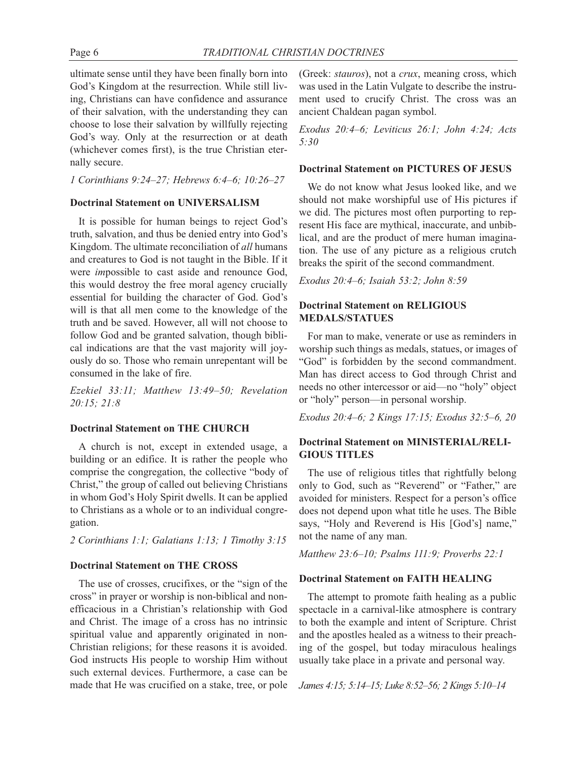ultimate sense until they have been finally born into God's Kingdom at the resurrection. While still living, Christians can have confidence and assurance of their salvation, with the understanding they can choose to lose their salvation by willfully rejecting God's way. Only at the resurrection or at death (whichever comes first), is the true Christian eternally secure.

*1 Corinthians 9:24–27; Hebrews 6:4–6; 10:26–27*

### Doctrinal Statement on UNIVERSALISM

It is possible for human beings to reject God's truth, salvation, and thus be denied entry into God's Kingdom. The ultimate reconciliation of *all* humans and creatures to God is not taught in the Bible. If it were *im*possible to cast aside and renounce God, this would destroy the free moral agency crucially essential for building the character of God. God's will is that all men come to the knowledge of the truth and be saved. However, all will not choose to follow God and be granted salvation, though biblical indications are that the vast majority will joyously do so. Those who remain unrepentant will be consumed in the lake of fire.

*Ezekiel 33:11; Matthew 13:49–50; Revelation 20:15; 21:8*

### Doctrinal Statement on THE CHURCH

A church is not, except in extended usage, a building or an edifice. It is rather the people who comprise the congregation, the collective "body of Christ," the group of called out believing Christians in whom God's Holy Spirit dwells. It can be applied to Christians as a whole or to an individual congregation.

*2 Corinthians 1:1; Galatians 1:13; 1 Timothy 3:15*

### Doctrinal Statement on THE CROSS

The use of crosses, crucifixes, or the "sign of the cross" in prayer or worship is non-biblical and non-efficacious in a Christian's relationship with God and Christ. The image of a cross has no intrinsic spiritual value and apparently originated in non-Christian religions; for these reasons it is avoided. God instructs His people to worship Him without such external devices. Furthermore, a case can be made that He was crucified on a stake, tree, or pole (Greek: *stauros*), not a *crux*, meaning cross, which was used in the Latin Vulgate to describe the instrument used to crucify Christ. The cross was an ancient Chaldean pagan symbol.

*Exodus 20:4–6; Leviticus 26:1; John 4:24; Acts 5:30*

### Doctrinal Statement on PICTURES OF JESUS

We do not know what Jesus looked like, and we should not make worshipful use of His pictures if we did. The pictures most often purporting to represent His face are mythical, inaccurate, and unbiblical, and are the product of mere human imagination. The use of any picture as a religious crutch breaks the spirit of the second commandment.

*Exodus 20:4–6; Isaiah 53:2; John 8:59*

### Doctrinal Statement on RELIGIOUS MEDALS/STATUES

For man to make, venerate or use as reminders in worship such things as medals, statues, or images of "God" is forbidden by the second commandment. Man has direct access to God through Christ and needs no other intercessor or aid—no "holy" object or "holy" person—in personal worship.

*Exodus 20:4–6; 2 Kings 17:15; Exodus 32:5–6, 20*

### Doctrinal Statement on MINISTERIAL/RELIGIOUS TITLES

The use of religious titles that rightfully belong only to God, such as "Reverend" or "Father," are avoided for ministers. Respect for a person's office does not depend upon what title he uses. The Bible says, "Holy and Reverend is His [God's] name," not the name of any man.

*Matthew 23:6–10; Psalms 111:9; Proverbs 22:1*

### Doctrinal Statement on FAITH HEALING

The attempt to promote faith healing as a public spectacle in a carnival-like atmosphere is contrary to both the example and intent of Scripture. Christ and the apostles healed as a witness to their preaching of the gospel, but today miraculous healings usually take place in a private and personal way.

*James 4:15; 5:14–15; Luke 8:52–56; 2 Kings 5:10–14*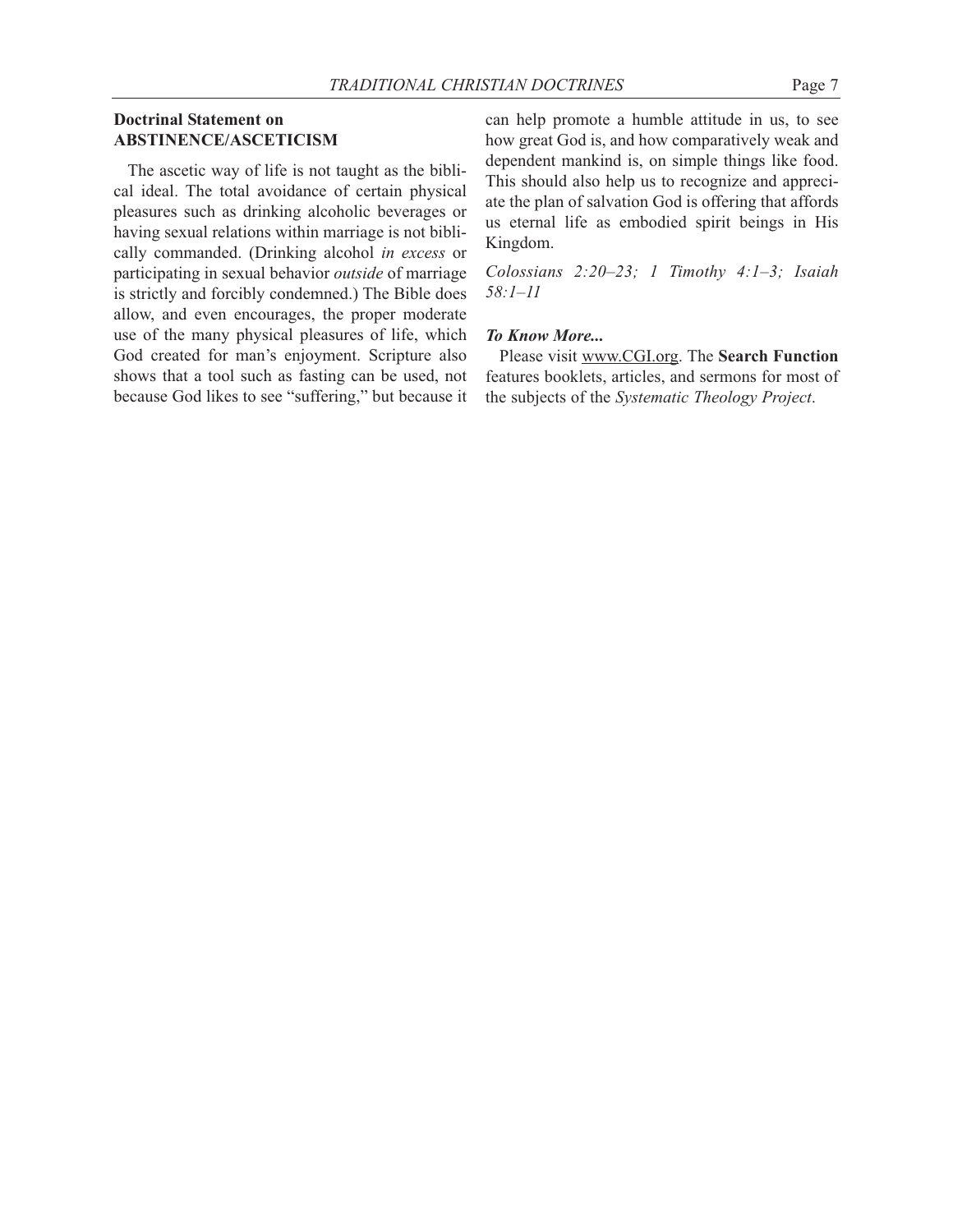**Doctrinal Statement on ABSTINENCE/ASCETICISM**

The ascetic way of life is not taught as the biblical ideal. The total avoidance of certain physical pleasures such as drinking alcoholic beverages or having sexual relations within marriage is not biblically commanded. (Drinking alcohol *in excess* or participating in sexual behavior *outside* of marriage is strictly and forcibly condemned.) The Bible does allow, and even encourages, the proper moderate use of the many physical pleasures of life, which God created for man's enjoyment. Scripture also shows that a tool such as fasting can be used, not because God likes to see "suffering," but because it can help promote a humble attitude in us, to see how great God is, and how comparatively weak and dependent mankind is, on simple things like food. This should also help us to recognize and appreciate the plan of salvation God is offering that affords us eternal life as embodied spirit beings in His Kingdom.

*Colossians 2:20–23; 1 Timothy 4:1–3; Isaiah 58:1–11*

***To Know More...***

Please visit www.CGI.org. The **Search Function** features booklets, articles, and sermons for most of the subjects of the *Systematic Theology Project*.